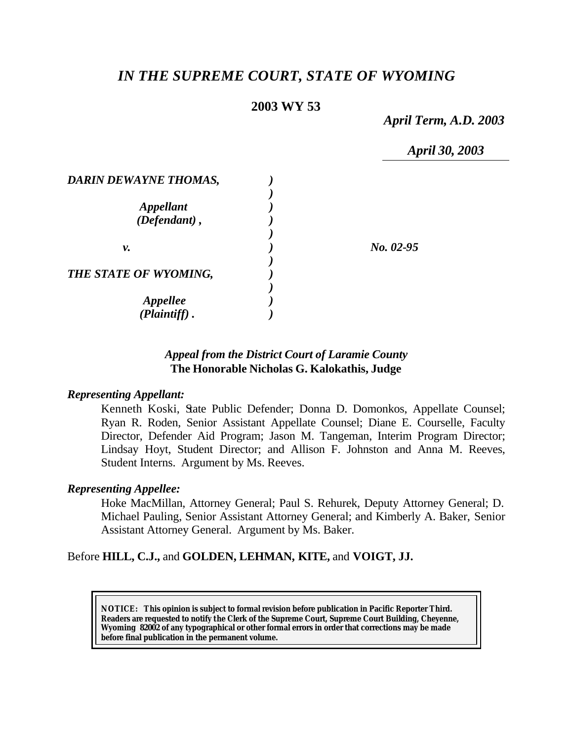# *IN THE SUPREME COURT, STATE OF WYOMING*

**2003 WY 53**

*April Term, A.D. 2003*

*April 30, 2003*

| | | |
|---|---|---|
| ***DARIN DEWAYNE THOMAS,*** | ) | |
| | ) | |
| ***Appellant*** | ) | |
| ***(Defendant) ,*** | ) | |
| | ) | |
| ***v.*** | ) | ***No. 02-95*** |
| | ) | |
| ***THE STATE OF WYOMING,*** | ) | |
| | ) | |
| ***Appellee*** | ) | |
| ***(Plaintiff) .*** | ) | |

***Appeal from the District Court of Laramie County***
**The Honorable Nicholas G. Kalokathis, Judge**

***Representing Appellant:***

Kenneth Koski, State Public Defender; Donna D. Domonkos, Appellate Counsel; Ryan R. Roden, Senior Assistant Appellate Counsel; Diane E. Courselle, Faculty Director, Defender Aid Program; Jason M. Tangeman, Interim Program Director; Lindsay Hoyt, Student Director; and Allison F. Johnston and Anna M. Reeves, Student Interns. Argument by Ms. Reeves.

***Representing Appellee:***

Hoke MacMillan, Attorney General; Paul S. Rehurek, Deputy Attorney General; D. Michael Pauling, Senior Assistant Attorney General; and Kimberly A. Baker, Senior Assistant Attorney General. Argument by Ms. Baker.

Before **HILL, C.J.,** and **GOLDEN, LEHMAN, KITE,** and **VOIGT, JJ.**

**NOTICE: This opinion is subject to formal revision before publication in Pacific Reporter Third. Readers are requested to notify the Clerk of the Supreme Court, Supreme Court Building, Cheyenne, Wyoming 82002 of any typographical or other formal errors in order that corrections may be made before final publication in the permanent volume.**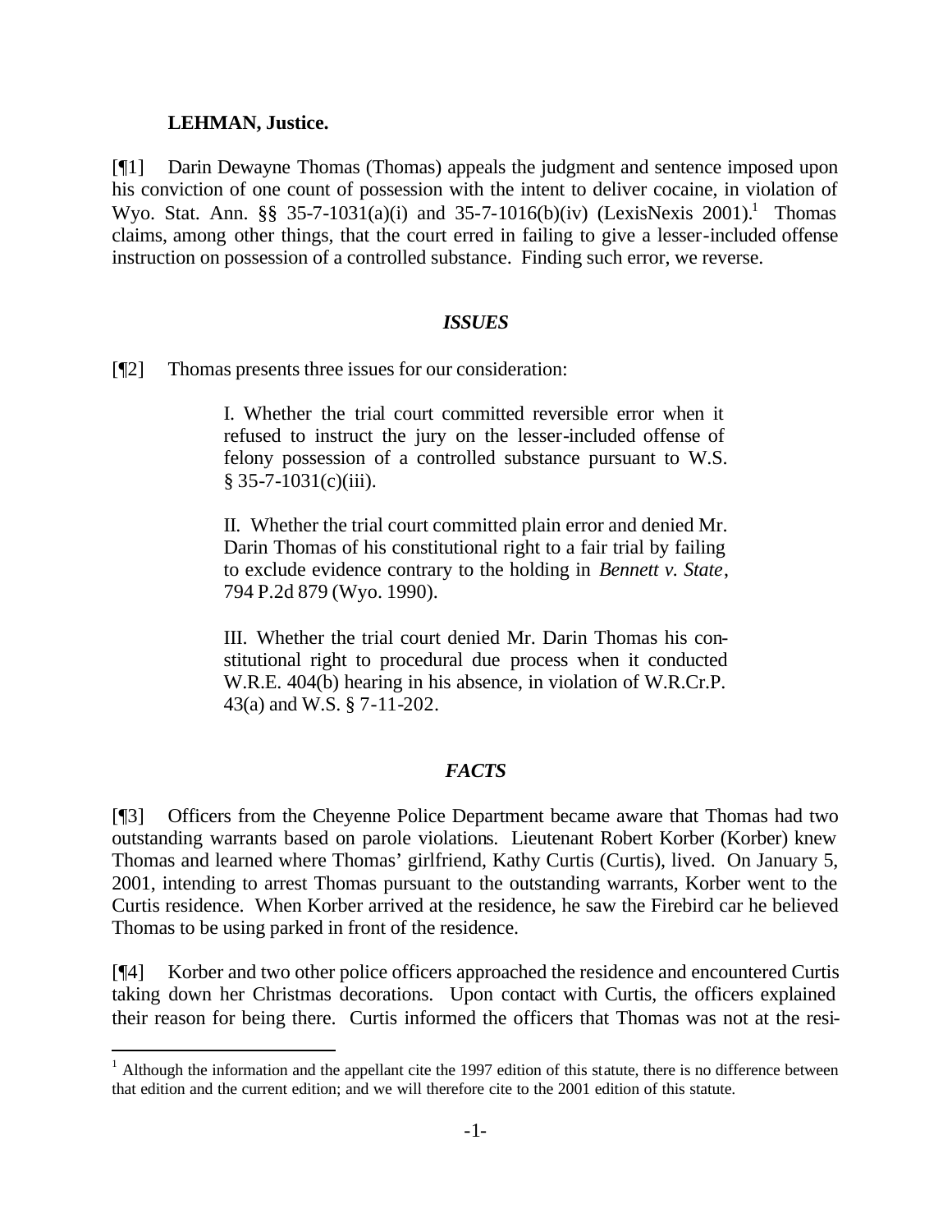**LEHMAN, Justice.**

[¶1] Darin Dewayne Thomas (Thomas) appeals the judgment and sentence imposed upon his conviction of one count of possession with the intent to deliver cocaine, in violation of Wyo. Stat. Ann. §§ 35-7-1031(a)(i) and 35-7-1016(b)(iv) (LexisNexis 2001).[1] Thomas claims, among other things, that the court erred in failing to give a lesser-included offense instruction on possession of a controlled substance. Finding such error, we reverse.

## *ISSUES*

[¶2] Thomas presents three issues for our consideration:

> I. Whether the trial court committed reversible error when it refused to instruct the jury on the lesser-included offense of felony possession of a controlled substance pursuant to W.S. § 35-7-1031(c)(iii).
>
> II. Whether the trial court committed plain error and denied Mr. Darin Thomas of his constitutional right to a fair trial by failing to exclude evidence contrary to the holding in *Bennett v. State*, 794 P.2d 879 (Wyo. 1990).
>
> III. Whether the trial court denied Mr. Darin Thomas his constitutional right to procedural due process when it conducted W.R.E. 404(b) hearing in his absence, in violation of W.R.Cr.P. 43(a) and W.S. § 7-11-202.

## *FACTS*

[¶3] Officers from the Cheyenne Police Department became aware that Thomas had two outstanding warrants based on parole violations. Lieutenant Robert Korber (Korber) knew Thomas and learned where Thomas' girlfriend, Kathy Curtis (Curtis), lived. On January 5, 2001, intending to arrest Thomas pursuant to the outstanding warrants, Korber went to the Curtis residence. When Korber arrived at the residence, he saw the Firebird car he believed Thomas to be using parked in front of the residence.

[¶4] Korber and two other police officers approached the residence and encountered Curtis taking down her Christmas decorations. Upon contact with Curtis, the officers explained their reason for being there. Curtis informed the officers that Thomas was not at the resi-

[1] Although the information and the appellant cite the 1997 edition of this statute, there is no difference between that edition and the current edition; and we will therefore cite to the 2001 edition of this statute.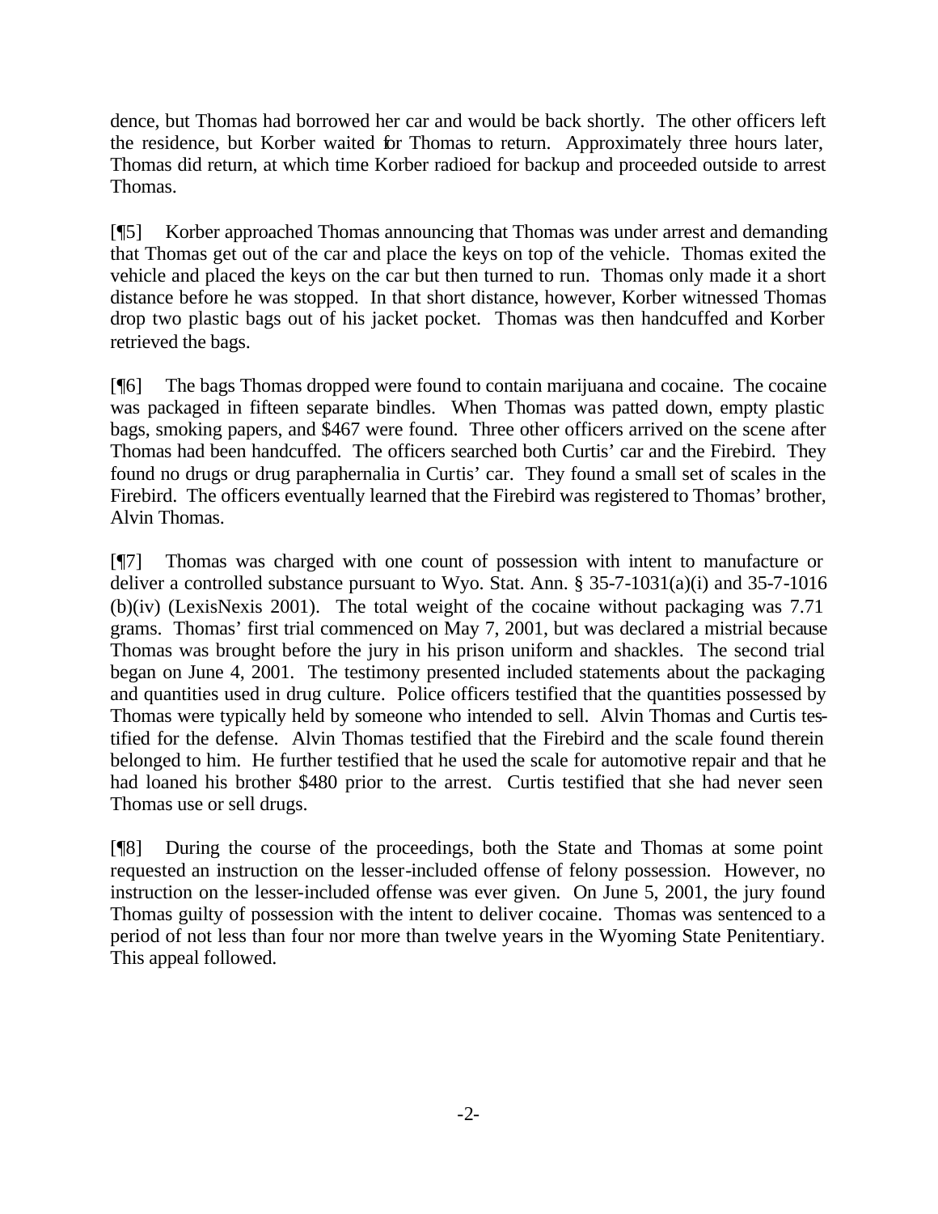dence, but Thomas had borrowed her car and would be back shortly. The other officers left the residence, but Korber waited for Thomas to return. Approximately three hours later, Thomas did return, at which time Korber radioed for backup and proceeded outside to arrest Thomas.

[¶5] Korber approached Thomas announcing that Thomas was under arrest and demanding that Thomas get out of the car and place the keys on top of the vehicle. Thomas exited the vehicle and placed the keys on the car but then turned to run. Thomas only made it a short distance before he was stopped. In that short distance, however, Korber witnessed Thomas drop two plastic bags out of his jacket pocket. Thomas was then handcuffed and Korber retrieved the bags.

[¶6] The bags Thomas dropped were found to contain marijuana and cocaine. The cocaine was packaged in fifteen separate bindles. When Thomas was patted down, empty plastic bags, smoking papers, and $467 were found. Three other officers arrived on the scene after Thomas had been handcuffed. The officers searched both Curtis' car and the Firebird. They found no drugs or drug paraphernalia in Curtis' car. They found a small set of scales in the Firebird. The officers eventually learned that the Firebird was registered to Thomas' brother, Alvin Thomas.

[¶7] Thomas was charged with one count of possession with intent to manufacture or deliver a controlled substance pursuant to Wyo. Stat. Ann. § 35-7-1031(a)(i) and 35-7-1016 (b)(iv) (LexisNexis 2001). The total weight of the cocaine without packaging was 7.71 grams. Thomas' first trial commenced on May 7, 2001, but was declared a mistrial because Thomas was brought before the jury in his prison uniform and shackles. The second trial began on June 4, 2001. The testimony presented included statements about the packaging and quantities used in drug culture. Police officers testified that the quantities possessed by Thomas were typically held by someone who intended to sell. Alvin Thomas and Curtis testified for the defense. Alvin Thomas testified that the Firebird and the scale found therein belonged to him. He further testified that he used the scale for automotive repair and that he had loaned his brother $480 prior to the arrest. Curtis testified that she had never seen Thomas use or sell drugs.

[¶8] During the course of the proceedings, both the State and Thomas at some point requested an instruction on the lesser-included offense of felony possession. However, no instruction on the lesser-included offense was ever given. On June 5, 2001, the jury found Thomas guilty of possession with the intent to deliver cocaine. Thomas was sentenced to a period of not less than four nor more than twelve years in the Wyoming State Penitentiary. This appeal followed.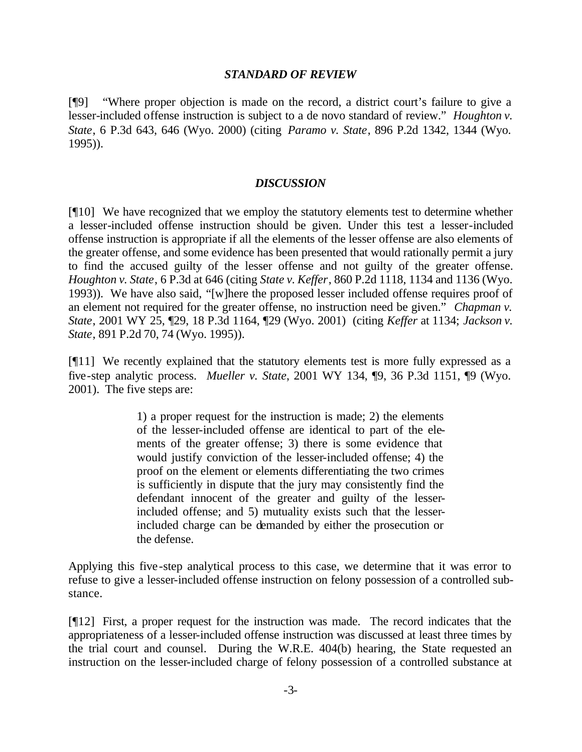### *STANDARD OF REVIEW*

[¶9] "Where proper objection is made on the record, a district court's failure to give a lesser-included offense instruction is subject to a de novo standard of review." *Houghton v. State*, 6 P.3d 643, 646 (Wyo. 2000) (citing *Paramo v. State*, 896 P.2d 1342, 1344 (Wyo. 1995)).

### *DISCUSSION*

[¶10] We have recognized that we employ the statutory elements test to determine whether a lesser-included offense instruction should be given. Under this test a lesser-included offense instruction is appropriate if all the elements of the lesser offense are also elements of the greater offense, and some evidence has been presented that would rationally permit a jury to find the accused guilty of the lesser offense and not guilty of the greater offense. *Houghton v. State*, 6 P.3d at 646 (citing *State v. Keffer*, 860 P.2d 1118, 1134 and 1136 (Wyo. 1993)). We have also said, "[w]here the proposed lesser included offense requires proof of an element not required for the greater offense, no instruction need be given." *Chapman v. State*, 2001 WY 25, ¶29, 18 P.3d 1164, ¶29 (Wyo. 2001) (citing *Keffer* at 1134; *Jackson v. State*, 891 P.2d 70, 74 (Wyo. 1995)).

[¶11] We recently explained that the statutory elements test is more fully expressed as a five-step analytic process. *Mueller v. State*, 2001 WY 134, ¶9, 36 P.3d 1151, ¶9 (Wyo. 2001). The five steps are:

> 1) a proper request for the instruction is made; 2) the elements of the lesser-included offense are identical to part of the elements of the greater offense; 3) there is some evidence that would justify conviction of the lesser-included offense; 4) the proof on the element or elements differentiating the two crimes is sufficiently in dispute that the jury may consistently find the defendant innocent of the greater and guilty of the lesser-included offense; and 5) mutuality exists such that the lesser-included charge can be demanded by either the prosecution or the defense.

Applying this five-step analytical process to this case, we determine that it was error to refuse to give a lesser-included offense instruction on felony possession of a controlled substance.

[¶12] First, a proper request for the instruction was made. The record indicates that the appropriateness of a lesser-included offense instruction was discussed at least three times by the trial court and counsel. During the W.R.E. 404(b) hearing, the State requested an instruction on the lesser-included charge of felony possession of a controlled substance at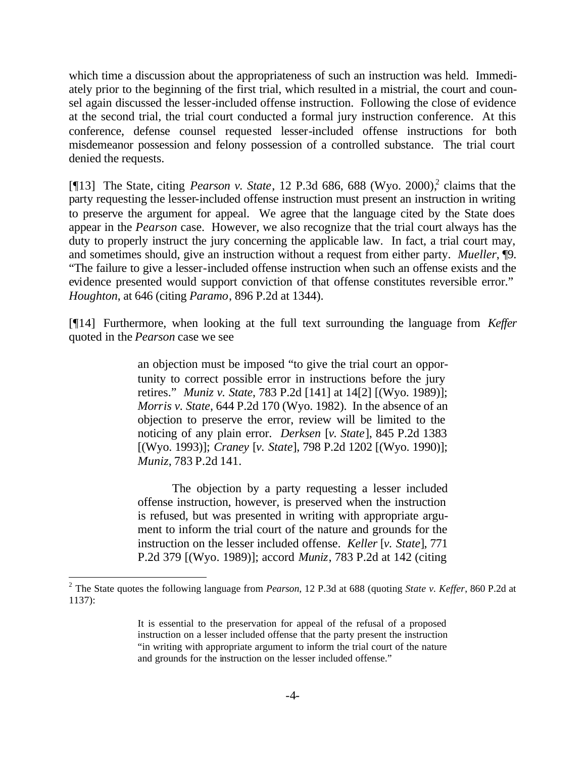which time a discussion about the appropriateness of such an instruction was held. Immediately prior to the beginning of the first trial, which resulted in a mistrial, the court and counsel again discussed the lesser-included offense instruction. Following the close of evidence at the second trial, the trial court conducted a formal jury instruction conference. At this conference, defense counsel requested lesser-included offense instructions for both misdemeanor possession and felony possession of a controlled substance. The trial court denied the requests.

[¶13] The State, citing *Pearson v. State*, 12 P.3d 686, 688 (Wyo. 2000),[2] claims that the party requesting the lesser-included offense instruction must present an instruction in writing to preserve the argument for appeal. We agree that the language cited by the State does appear in the *Pearson* case. However, we also recognize that the trial court always has the duty to properly instruct the jury concerning the applicable law. In fact, a trial court may, and sometimes should, give an instruction without a request from either party. *Mueller*, ¶9. "The failure to give a lesser-included offense instruction when such an offense exists and the evidence presented would support conviction of that offense constitutes reversible error." *Houghton*, at 646 (citing *Paramo*, 896 P.2d at 1344).

[¶14] Furthermore, when looking at the full text surrounding the language from *Keffer* quoted in the *Pearson* case we see

> an objection must be imposed "to give the trial court an opportunity to correct possible error in instructions before the jury retires." *Muniz v. State*, 783 P.2d [141] at 14[2] [(Wyo. 1989)]; *Morris v. State*, 644 P.2d 170 (Wyo. 1982). In the absence of an objection to preserve the error, review will be limited to the noticing of any plain error. *Derksen* [*v. State*], 845 P.2d 1383 [(Wyo. 1993)]; *Craney* [*v. State*], 798 P.2d 1202 [(Wyo. 1990)]; *Muniz*, 783 P.2d 141.
>
> The objection by a party requesting a lesser included offense instruction, however, is preserved when the instruction is refused, but was presented in writing with appropriate argument to inform the trial court of the nature and grounds for the instruction on the lesser included offense. *Keller* [*v. State*], 771 P.2d 379 [(Wyo. 1989)]; accord *Muniz*, 783 P.2d at 142 (citing

---

[2] The State quotes the following language from *Pearson*, 12 P.3d at 688 (quoting *State v. Keffer*, 860 P.2d at 1137):

> It is essential to the preservation for appeal of the refusal of a proposed instruction on a lesser included offense that the party present the instruction "in writing with appropriate argument to inform the trial court of the nature and grounds for the instruction on the lesser included offense."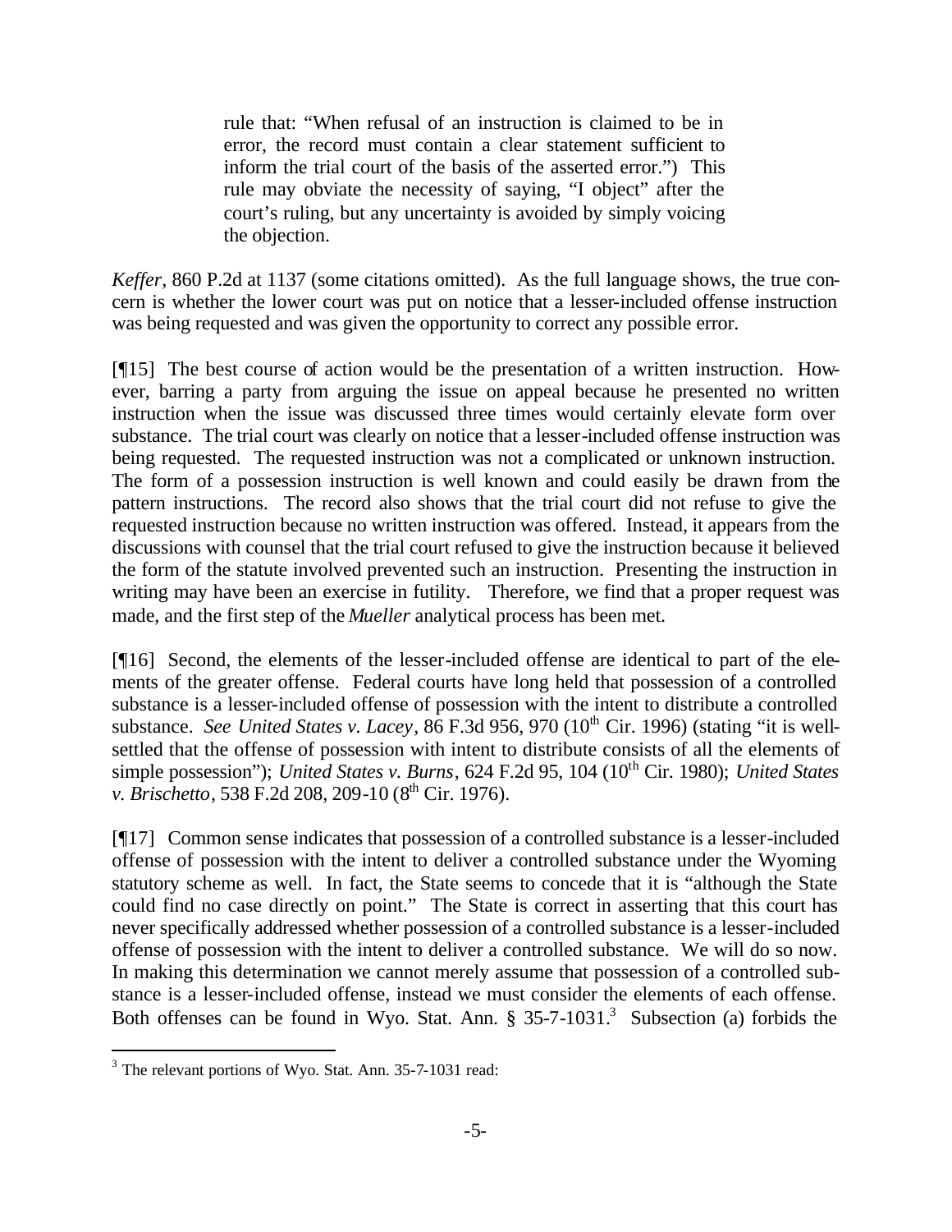> rule that: "When refusal of an instruction is claimed to be in error, the record must contain a clear statement sufficient to inform the trial court of the basis of the asserted error.") This rule may obviate the necessity of saying, "I object" after the court's ruling, but any uncertainty is avoided by simply voicing the objection.

*Keffer*, 860 P.2d at 1137 (some citations omitted). As the full language shows, the true concern is whether the lower court was put on notice that a lesser-included offense instruction was being requested and was given the opportunity to correct any possible error.

[¶15] The best course of action would be the presentation of a written instruction. However, barring a party from arguing the issue on appeal because he presented no written instruction when the issue was discussed three times would certainly elevate form over substance. The trial court was clearly on notice that a lesser-included offense instruction was being requested. The requested instruction was not a complicated or unknown instruction. The form of a possession instruction is well known and could easily be drawn from the pattern instructions. The record also shows that the trial court did not refuse to give the requested instruction because no written instruction was offered. Instead, it appears from the discussions with counsel that the trial court refused to give the instruction because it believed the form of the statute involved prevented such an instruction. Presenting the instruction in writing may have been an exercise in futility. Therefore, we find that a proper request was made, and the first step of the *Mueller* analytical process has been met.

[¶16] Second, the elements of the lesser-included offense are identical to part of the elements of the greater offense. Federal courts have long held that possession of a controlled substance is a lesser-included offense of possession with the intent to distribute a controlled substance. *See United States v. Lacey*, 86 F.3d 956, 970 (10th Cir. 1996) (stating "it is well-settled that the offense of possession with intent to distribute consists of all the elements of simple possession"); *United States v. Burns*, 624 F.2d 95, 104 (10th Cir. 1980); *United States v. Brischetto*, 538 F.2d 208, 209-10 (8th Cir. 1976).

[¶17] Common sense indicates that possession of a controlled substance is a lesser-included offense of possession with the intent to deliver a controlled substance under the Wyoming statutory scheme as well. In fact, the State seems to concede that it is "although the State could find no case directly on point." The State is correct in asserting that this court has never specifically addressed whether possession of a controlled substance is a lesser-included offense of possession with the intent to deliver a controlled substance. We will do so now. In making this determination we cannot merely assume that possession of a controlled substance is a lesser-included offense, instead we must consider the elements of each offense. Both offenses can be found in Wyo. Stat. Ann. § 35-7-1031.[3] Subsection (a) forbids the

---

[3] The relevant portions of Wyo. Stat. Ann. 35-7-1031 read: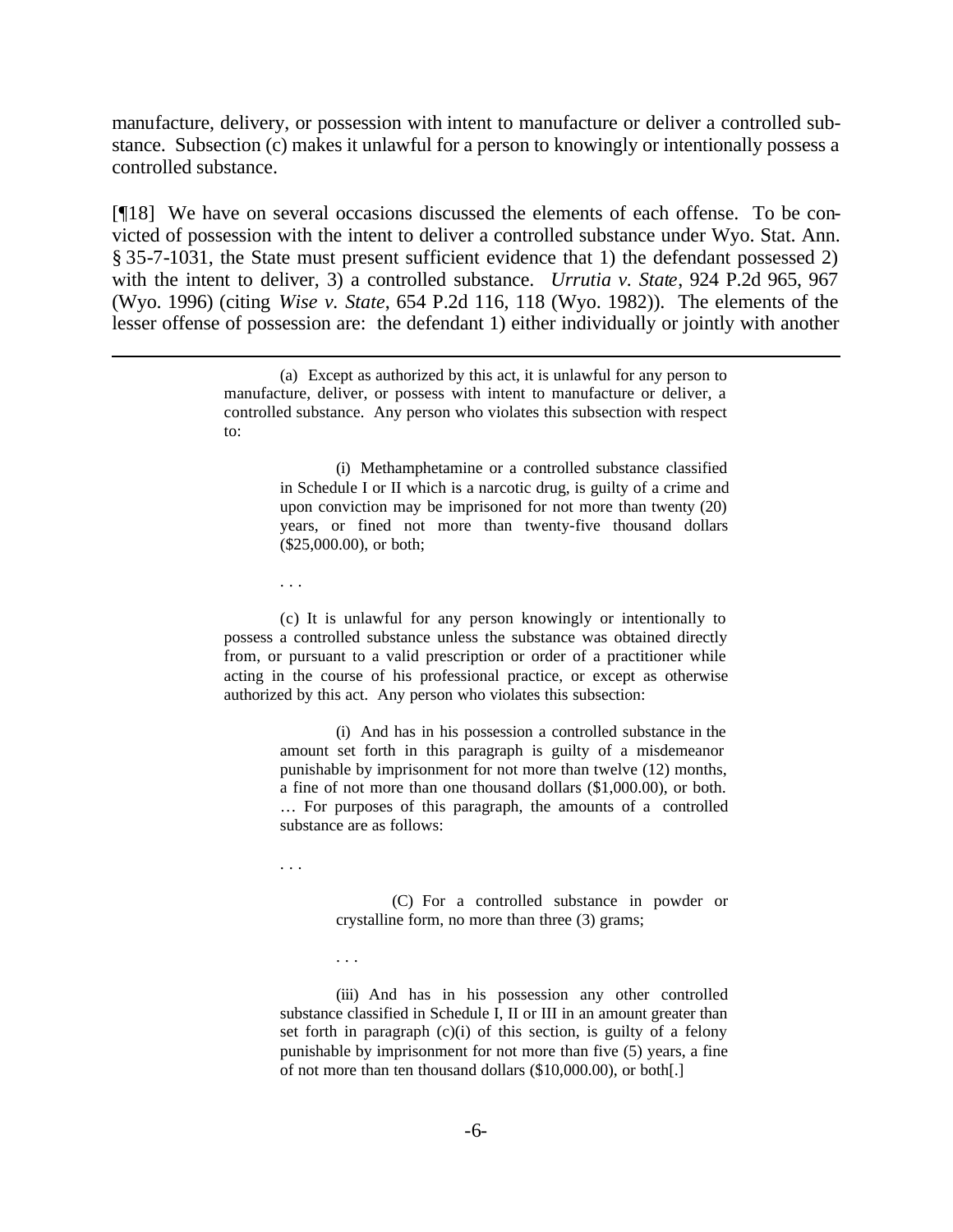manufacture, delivery, or possession with intent to manufacture or deliver a controlled substance. Subsection (c) makes it unlawful for a person to knowingly or intentionally possess a controlled substance.

[¶18] We have on several occasions discussed the elements of each offense. To be convicted of possession with the intent to deliver a controlled substance under Wyo. Stat. Ann. § 35-7-1031, the State must present sufficient evidence that 1) the defendant possessed 2) with the intent to deliver, 3) a controlled substance. *Urrutia v. State*, 924 P.2d 965, 967 (Wyo. 1996) (citing *Wise v. State*, 654 P.2d 116, 118 (Wyo. 1982)). The elements of the lesser offense of possession are: the defendant 1) either individually or jointly with another

---

> (a) Except as authorized by this act, it is unlawful for any person to manufacture, deliver, or possess with intent to manufacture or deliver, a controlled substance. Any person who violates this subsection with respect to:
>
> > (i) Methamphetamine or a controlled substance classified in Schedule I or II which is a narcotic drug, is guilty of a crime and upon conviction may be imprisoned for not more than twenty (20) years, or fined not more than twenty-five thousand dollars ($25,000.00), or both;
> >
> > . . .
>
> (c) It is unlawful for any person knowingly or intentionally to possess a controlled substance unless the substance was obtained directly from, or pursuant to a valid prescription or order of a practitioner while acting in the course of his professional practice, or except as otherwise authorized by this act. Any person who violates this subsection:
>
> > (i) And has in his possession a controlled substance in the amount set forth in this paragraph is guilty of a misdemeanor punishable by imprisonment for not more than twelve (12) months, a fine of not more than one thousand dollars ($1,000.00), or both. … For purposes of this paragraph, the amounts of a controlled substance are as follows:
> >
> > . . .
> >
> > > (C) For a controlled substance in powder or crystalline form, no more than three (3) grams;
> >
> > . . .
> >
> > (iii) And has in his possession any other controlled substance classified in Schedule I, II or III in an amount greater than set forth in paragraph (c)(i) of this section, is guilty of a felony punishable by imprisonment for not more than five (5) years, a fine of not more than ten thousand dollars ($10,000.00), or both[.]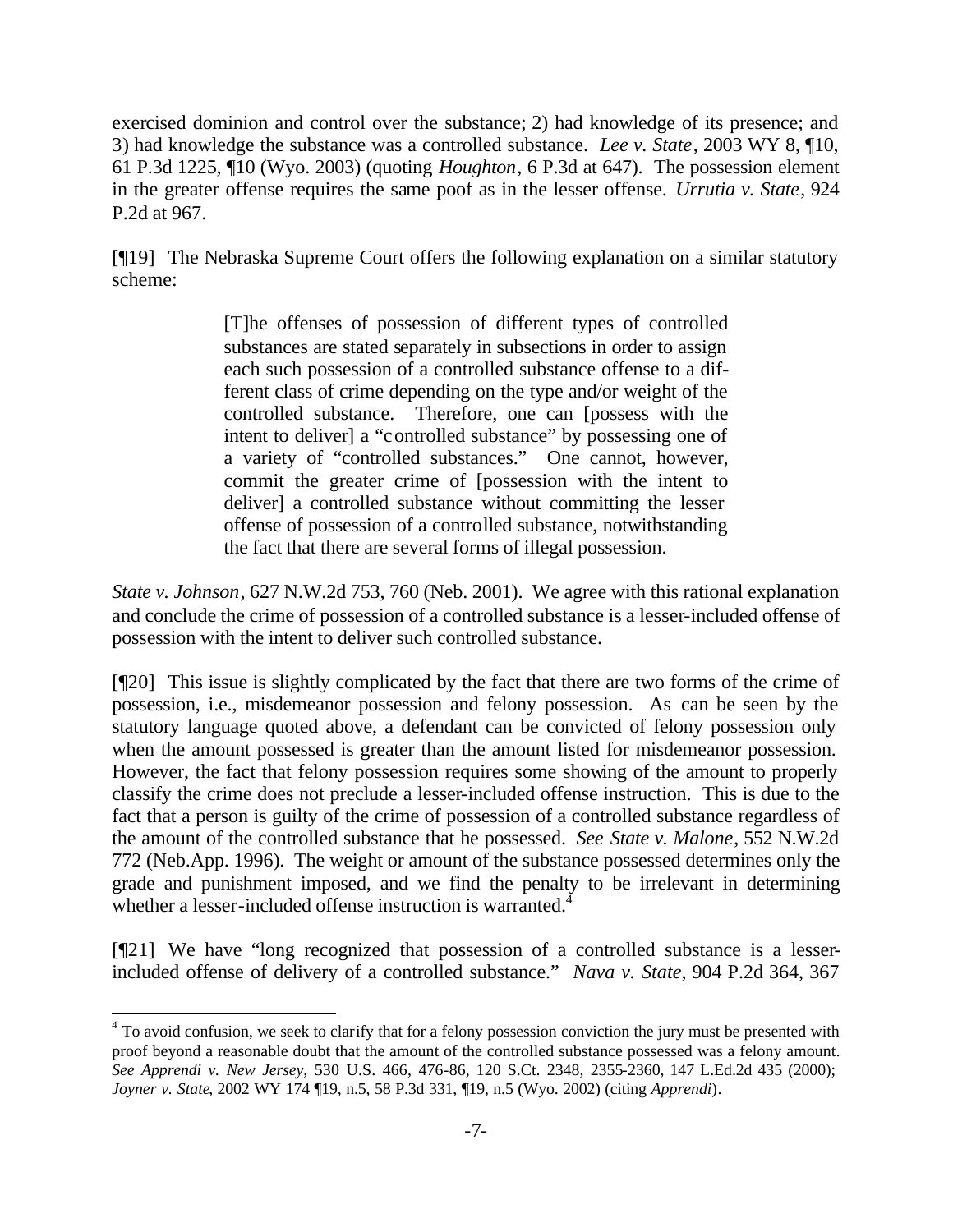exercised dominion and control over the substance; 2) had knowledge of its presence; and 3) had knowledge the substance was a controlled substance. *Lee v. State*, 2003 WY 8, ¶10, 61 P.3d 1225, ¶10 (Wyo. 2003) (quoting *Houghton*, 6 P.3d at 647). The possession element in the greater offense requires the same poof as in the lesser offense. *Urrutia v. State*, 924 P.2d at 967.

[¶19] The Nebraska Supreme Court offers the following explanation on a similar statutory scheme:

> [T]he offenses of possession of different types of controlled substances are stated separately in subsections in order to assign each such possession of a controlled substance offense to a different class of crime depending on the type and/or weight of the controlled substance. Therefore, one can [possess with the intent to deliver] a "controlled substance" by possessing one of a variety of "controlled substances." One cannot, however, commit the greater crime of [possession with the intent to deliver] a controlled substance without committing the lesser offense of possession of a controlled substance, notwithstanding the fact that there are several forms of illegal possession.

*State v. Johnson*, 627 N.W.2d 753, 760 (Neb. 2001). We agree with this rational explanation and conclude the crime of possession of a controlled substance is a lesser-included offense of possession with the intent to deliver such controlled substance.

[¶20] This issue is slightly complicated by the fact that there are two forms of the crime of possession, i.e., misdemeanor possession and felony possession. As can be seen by the statutory language quoted above, a defendant can be convicted of felony possession only when the amount possessed is greater than the amount listed for misdemeanor possession. However, the fact that felony possession requires some showing of the amount to properly classify the crime does not preclude a lesser-included offense instruction. This is due to the fact that a person is guilty of the crime of possession of a controlled substance regardless of the amount of the controlled substance that he possessed. *See State v. Malone*, 552 N.W.2d 772 (Neb.App. 1996). The weight or amount of the substance possessed determines only the grade and punishment imposed, and we find the penalty to be irrelevant in determining whether a lesser-included offense instruction is warranted.[4]

[¶21] We have "long recognized that possession of a controlled substance is a lesser-included offense of delivery of a controlled substance." *Nava v. State*, 904 P.2d 364, 367

---

[4] To avoid confusion, we seek to clarify that for a felony possession conviction the jury must be presented with proof beyond a reasonable doubt that the amount of the controlled substance possessed was a felony amount. *See Apprendi v. New Jersey*, 530 U.S. 466, 476-86, 120 S.Ct. 2348, 2355-2360, 147 L.Ed.2d 435 (2000); *Joyner v. State*, 2002 WY 174 ¶19, n.5, 58 P.3d 331, ¶19, n.5 (Wyo. 2002) (citing *Apprendi*).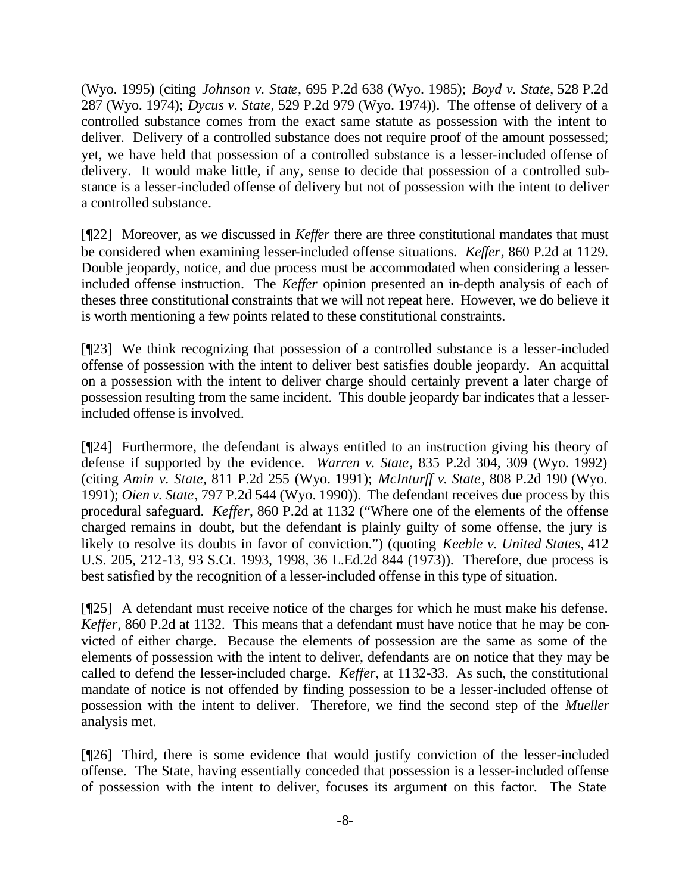(Wyo. 1995) (citing *Johnson v. State*, 695 P.2d 638 (Wyo. 1985); *Boyd v. State*, 528 P.2d 287 (Wyo. 1974); *Dycus v. State*, 529 P.2d 979 (Wyo. 1974)). The offense of delivery of a controlled substance comes from the exact same statute as possession with the intent to deliver. Delivery of a controlled substance does not require proof of the amount possessed; yet, we have held that possession of a controlled substance is a lesser-included offense of delivery. It would make little, if any, sense to decide that possession of a controlled substance is a lesser-included offense of delivery but not of possession with the intent to deliver a controlled substance.

[¶22] Moreover, as we discussed in *Keffer* there are three constitutional mandates that must be considered when examining lesser-included offense situations. *Keffer*, 860 P.2d at 1129. Double jeopardy, notice, and due process must be accommodated when considering a lesser-included offense instruction. The *Keffer* opinion presented an in-depth analysis of each of theses three constitutional constraints that we will not repeat here. However, we do believe it is worth mentioning a few points related to these constitutional constraints.

[¶23] We think recognizing that possession of a controlled substance is a lesser-included offense of possession with the intent to deliver best satisfies double jeopardy. An acquittal on a possession with the intent to deliver charge should certainly prevent a later charge of possession resulting from the same incident. This double jeopardy bar indicates that a lesser-included offense is involved.

[¶24] Furthermore, the defendant is always entitled to an instruction giving his theory of defense if supported by the evidence. *Warren v. State*, 835 P.2d 304, 309 (Wyo. 1992) (citing *Amin v. State*, 811 P.2d 255 (Wyo. 1991); *McInturff v. State*, 808 P.2d 190 (Wyo. 1991); *Oien v. State*, 797 P.2d 544 (Wyo. 1990)). The defendant receives due process by this procedural safeguard. *Keffer*, 860 P.2d at 1132 ("Where one of the elements of the offense charged remains in doubt, but the defendant is plainly guilty of some offense, the jury is likely to resolve its doubts in favor of conviction.") (quoting *Keeble v. United States*, 412 U.S. 205, 212-13, 93 S.Ct. 1993, 1998, 36 L.Ed.2d 844 (1973)). Therefore, due process is best satisfied by the recognition of a lesser-included offense in this type of situation.

[¶25] A defendant must receive notice of the charges for which he must make his defense. *Keffer*, 860 P.2d at 1132. This means that a defendant must have notice that he may be convicted of either charge. Because the elements of possession are the same as some of the elements of possession with the intent to deliver, defendants are on notice that they may be called to defend the lesser-included charge. *Keffer*, at 1132-33. As such, the constitutional mandate of notice is not offended by finding possession to be a lesser-included offense of possession with the intent to deliver. Therefore, we find the second step of the *Mueller* analysis met.

[¶26] Third, there is some evidence that would justify conviction of the lesser-included offense. The State, having essentially conceded that possession is a lesser-included offense of possession with the intent to deliver, focuses its argument on this factor. The State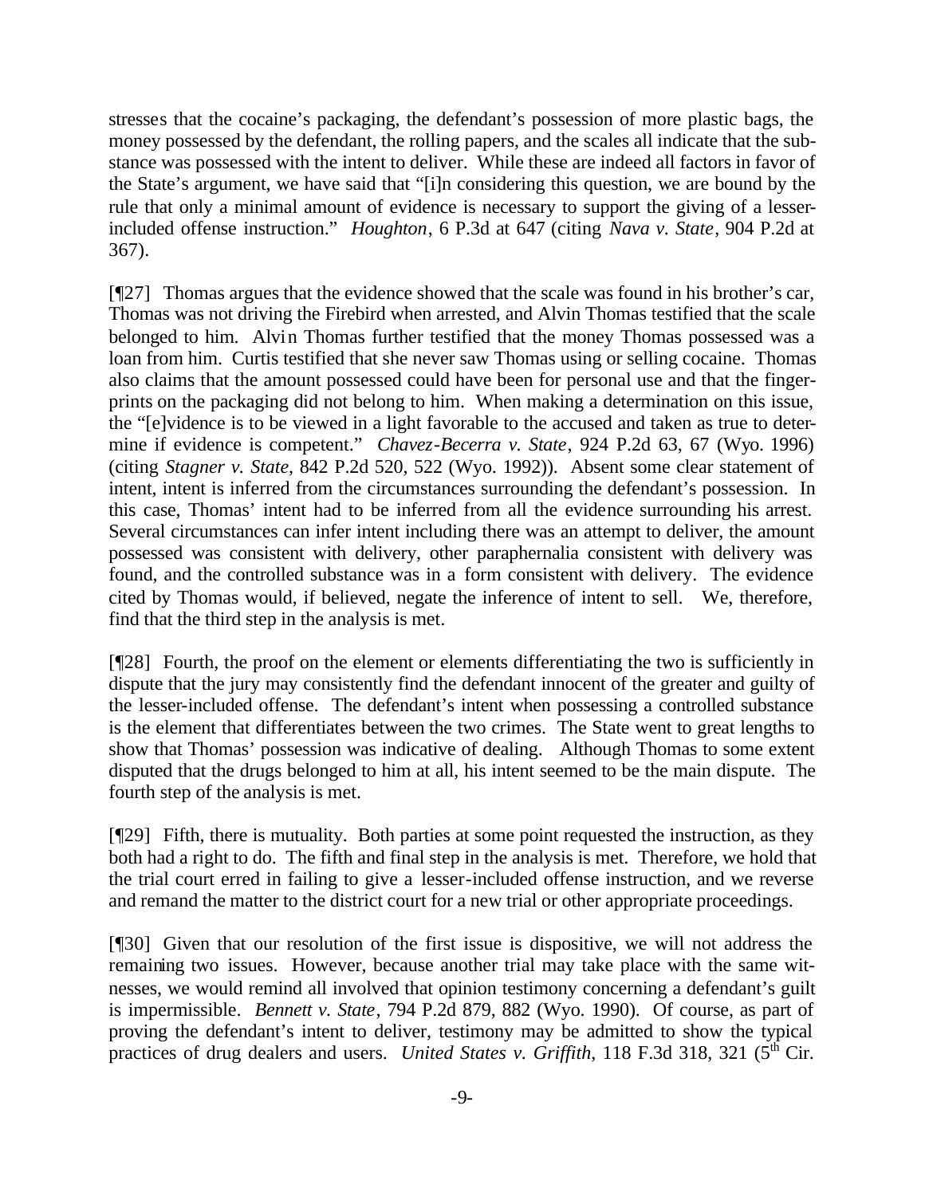stresses that the cocaine's packaging, the defendant's possession of more plastic bags, the money possessed by the defendant, the rolling papers, and the scales all indicate that the substance was possessed with the intent to deliver. While these are indeed all factors in favor of the State's argument, we have said that "[i]n considering this question, we are bound by the rule that only a minimal amount of evidence is necessary to support the giving of a lesser-included offense instruction." *Houghton*, 6 P.3d at 647 (citing *Nava v. State*, 904 P.2d at 367).

[¶27] Thomas argues that the evidence showed that the scale was found in his brother's car, Thomas was not driving the Firebird when arrested, and Alvin Thomas testified that the scale belonged to him. Alvin Thomas further testified that the money Thomas possessed was a loan from him. Curtis testified that she never saw Thomas using or selling cocaine. Thomas also claims that the amount possessed could have been for personal use and that the fingerprints on the packaging did not belong to him. When making a determination on this issue, the "[e]vidence is to be viewed in a light favorable to the accused and taken as true to determine if evidence is competent." *Chavez-Becerra v. State*, 924 P.2d 63, 67 (Wyo. 1996) (citing *Stagner v. State*, 842 P.2d 520, 522 (Wyo. 1992)). Absent some clear statement of intent, intent is inferred from the circumstances surrounding the defendant's possession. In this case, Thomas' intent had to be inferred from all the evidence surrounding his arrest. Several circumstances can infer intent including there was an attempt to deliver, the amount possessed was consistent with delivery, other paraphernalia consistent with delivery was found, and the controlled substance was in a form consistent with delivery. The evidence cited by Thomas would, if believed, negate the inference of intent to sell. We, therefore, find that the third step in the analysis is met.

[¶28] Fourth, the proof on the element or elements differentiating the two is sufficiently in dispute that the jury may consistently find the defendant innocent of the greater and guilty of the lesser-included offense. The defendant's intent when possessing a controlled substance is the element that differentiates between the two crimes. The State went to great lengths to show that Thomas' possession was indicative of dealing. Although Thomas to some extent disputed that the drugs belonged to him at all, his intent seemed to be the main dispute. The fourth step of the analysis is met.

[¶29] Fifth, there is mutuality. Both parties at some point requested the instruction, as they both had a right to do. The fifth and final step in the analysis is met. Therefore, we hold that the trial court erred in failing to give a lesser-included offense instruction, and we reverse and remand the matter to the district court for a new trial or other appropriate proceedings.

[¶30] Given that our resolution of the first issue is dispositive, we will not address the remaining two issues. However, because another trial may take place with the same witnesses, we would remind all involved that opinion testimony concerning a defendant's guilt is impermissible. *Bennett v. State*, 794 P.2d 879, 882 (Wyo. 1990). Of course, as part of proving the defendant's intent to deliver, testimony may be admitted to show the typical practices of drug dealers and users. *United States v. Griffith*, 118 F.3d 318, 321 (5th Cir.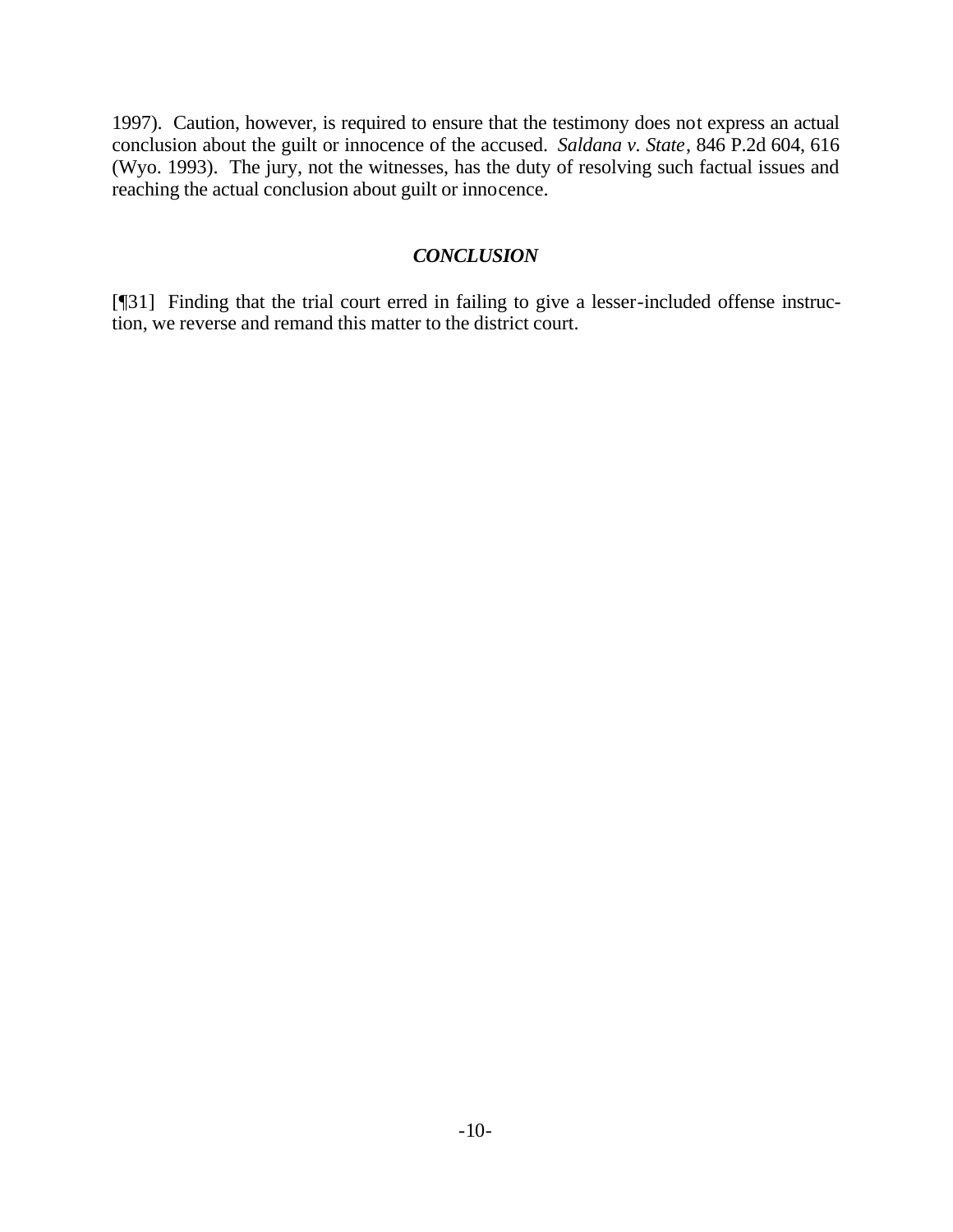1997). Caution, however, is required to ensure that the testimony does not express an actual conclusion about the guilt or innocence of the accused. *Saldana v. State*, 846 P.2d 604, 616 (Wyo. 1993). The jury, not the witnesses, has the duty of resolving such factual issues and reaching the actual conclusion about guilt or innocence.

## *CONCLUSION*

[¶31] Finding that the trial court erred in failing to give a lesser-included offense instruction, we reverse and remand this matter to the district court.